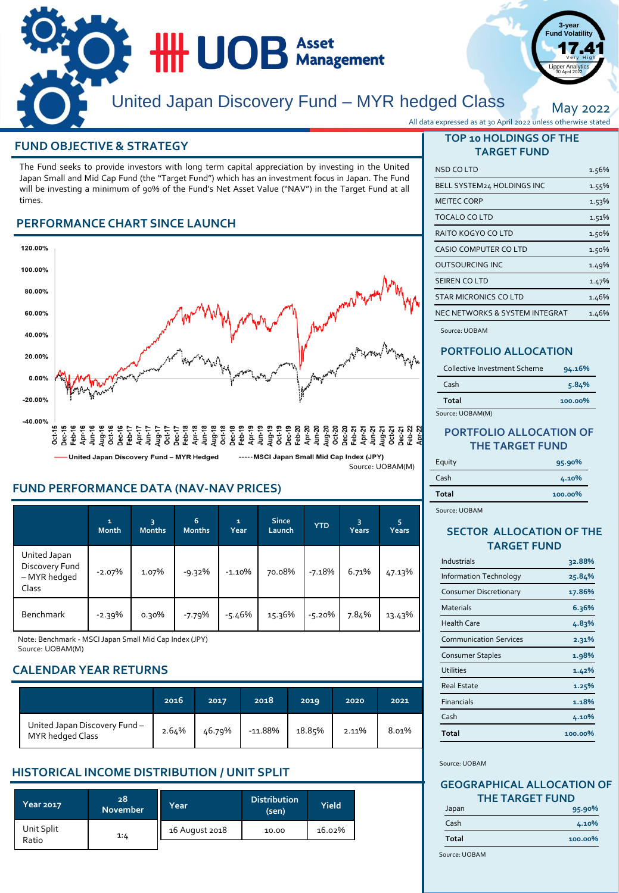# United Japan Discovery Fund – MYR hedged Class

May 2022

All data expressed as at 30 April 2022 unless otherwise stated

3-year Fund Volatility **17.41** Very High
Lipper Analytics 30 April 2022

## FUND OBJECTIVE & STRATEGY

The Fund seeks to provide investors with long term capital appreciation by investing in the United Japan Small and Mid Cap Fund (the "Target Fund") which has an investment focus in Japan. The Fund will be investing a minimum of 90% of the Fund's Net Asset Value ("NAV") in the Target Fund at all times.

## PERFORMANCE CHART SINCE LAUNCH

United Japan Discovery Fund – MYR Hedged —— MSCI Japan Small Mid Cap Index (JPY) -----

Source: UOBAM(M)

## FUND PERFORMANCE DATA (NAV-NAV PRICES)

| | 1 Month | 3 Months | 6 Months | 1 Year | Since Launch | YTD | 3 Years | 5 Years |
|---|---|---|---|---|---|---|---|---|
| United Japan Discovery Fund – MYR hedged Class | -2.07% | 1.07% | -9.32% | -1.10% | 70.08% | -7.18% | 6.71% | 47.13% |
| Benchmark | -2.39% | 0.30% | -7.79% | -5.46% | 15.36% | -5.20% | 7.84% | 13.43% |

Note: Benchmark - MSCI Japan Small Mid Cap Index (JPY)
Source: UOBAM(M)

## CALENDAR YEAR RETURNS

| | 2016 | 2017 | 2018 | 2019 | 2020 | 2021 |
|---|---|---|---|---|---|---|
| United Japan Discovery Fund – MYR hedged Class | 2.64% | 46.79% | -11.88% | 18.85% | 2.11% | 8.01% |

## HISTORICAL INCOME DISTRIBUTION / UNIT SPLIT

| Year 2017 | 28 November |
|---|---|
| Unit Split Ratio | 1:4 |

| Year | Distribution (sen) | Yield |
|---|---|---|
| 16 August 2018 | 10.00 | 16.02% |

## TOP 10 HOLDINGS OF THE TARGET FUND

| Holding | % |
|---|---|
| NSD CO LTD | 1.56% |
| BELL SYSTEM24 HOLDINGS INC | 1.55% |
| MEITEC CORP | 1.53% |
| TOCALO CO LTD | 1.51% |
| RAITO KOGYO CO LTD | 1.50% |
| CASIO COMPUTER CO LTD | 1.50% |
| OUTSOURCING INC | 1.49% |
| SEIREN CO LTD | 1.47% |
| STAR MICRONICS CO LTD | 1.46% |
| NEC NETWORKS & SYSTEM INTEGRAT | 1.46% |

Source: UOBAM

## PORTFOLIO ALLOCATION

| | |
|---|---|
| Collective Investment Scheme | 94.16% |
| Cash | 5.84% |
| **Total** | **100.00%** |

Source: UOBAM(M)

## PORTFOLIO ALLOCATION OF THE TARGET FUND

| | |
|---|---|
| Equity | 95.90% |
| Cash | 4.10% |
| **Total** | **100.00%** |

Source: UOBAM

## SECTOR ALLOCATION OF THE TARGET FUND

| | |
|---|---|
| Industrials | 32.88% |
| Information Technology | 25.84% |
| Consumer Discretionary | 17.86% |
| Materials | 6.36% |
| Health Care | 4.83% |
| Communication Services | 2.31% |
| Consumer Staples | 1.98% |
| Utilities | 1.42% |
| Real Estate | 1.25% |
| Financials | 1.18% |
| Cash | 4.10% |
| **Total** | **100.00%** |

Source: UOBAM

## GEOGRAPHICAL ALLOCATION OF THE TARGET FUND

| | |
|---|---|
| Japan | 95.90% |
| Cash | 4.10% |
| **Total** | **100.00%** |

Source: UOBAM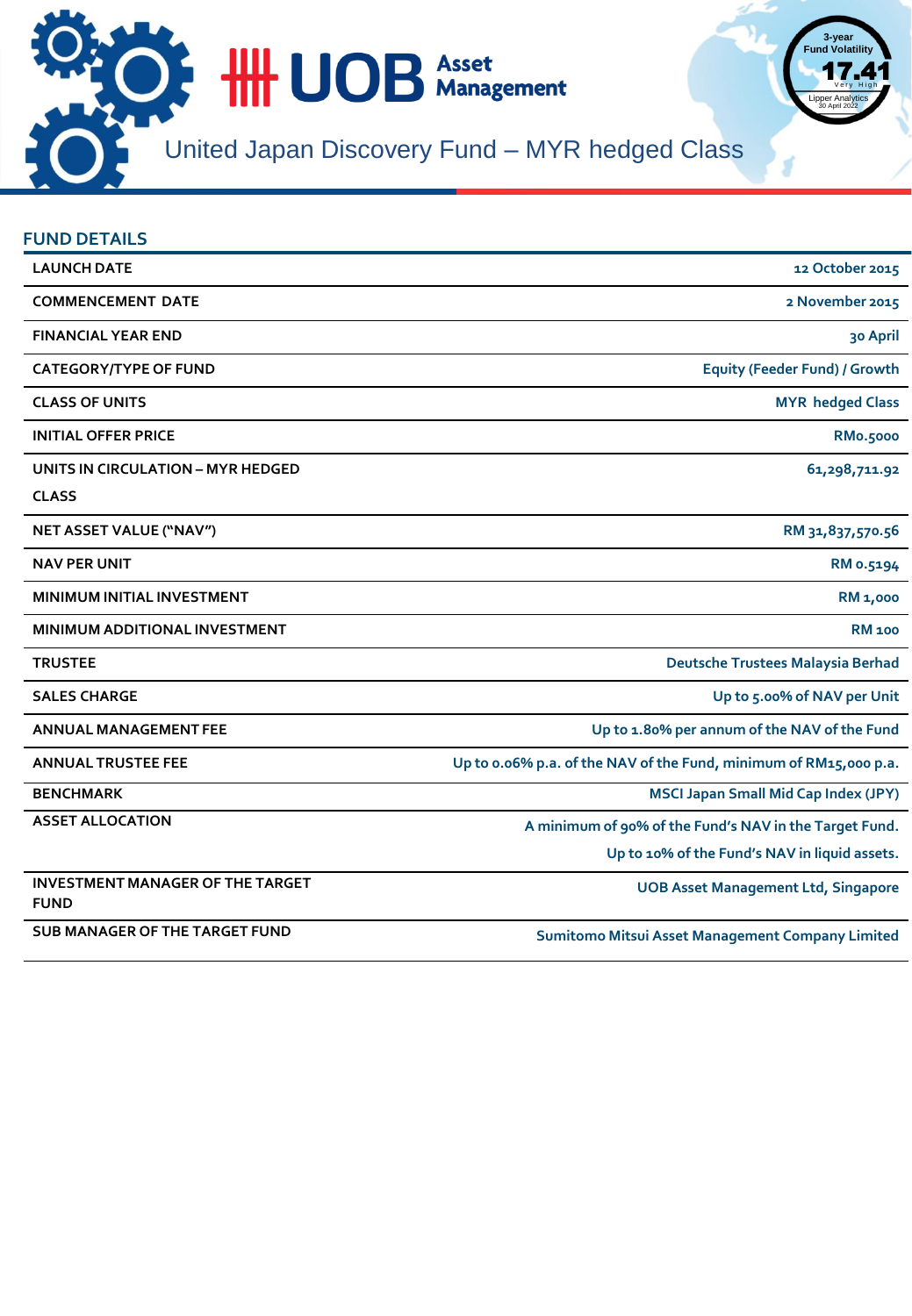# United Japan Discovery Fund – MYR hedged Class

3-year Fund Volatility
17.41
Very High
Lipper Analytics
30 April 2022

## FUND DETAILS

| | |
|---|---|
| LAUNCH DATE | 12 October 2015 |
| COMMENCEMENT DATE | 2 November 2015 |
| FINANCIAL YEAR END | 30 April |
| CATEGORY/TYPE OF FUND | Equity (Feeder Fund) / Growth |
| CLASS OF UNITS | MYR hedged Class |
| INITIAL OFFER PRICE | RM0.5000 |
| UNITS IN CIRCULATION – MYR HEDGED CLASS | 61,298,711.92 |
| NET ASSET VALUE ("NAV") | RM 31,837,570.56 |
| NAV PER UNIT | RM 0.5194 |
| MINIMUM INITIAL INVESTMENT | RM 1,000 |
| MINIMUM ADDITIONAL INVESTMENT | RM 100 |
| TRUSTEE | Deutsche Trustees Malaysia Berhad |
| SALES CHARGE | Up to 5.00% of NAV per Unit |
| ANNUAL MANAGEMENT FEE | Up to 1.80% per annum of the NAV of the Fund |
| ANNUAL TRUSTEE FEE | Up to 0.06% p.a. of the NAV of the Fund, minimum of RM15,000 p.a. |
| BENCHMARK | MSCI Japan Small Mid Cap Index (JPY) |
| ASSET ALLOCATION | A minimum of 90% of the Fund's NAV in the Target Fund.<br>Up to 10% of the Fund's NAV in liquid assets. |
| INVESTMENT MANAGER OF THE TARGET FUND | UOB Asset Management Ltd, Singapore |
| SUB MANAGER OF THE TARGET FUND | Sumitomo Mitsui Asset Management Company Limited |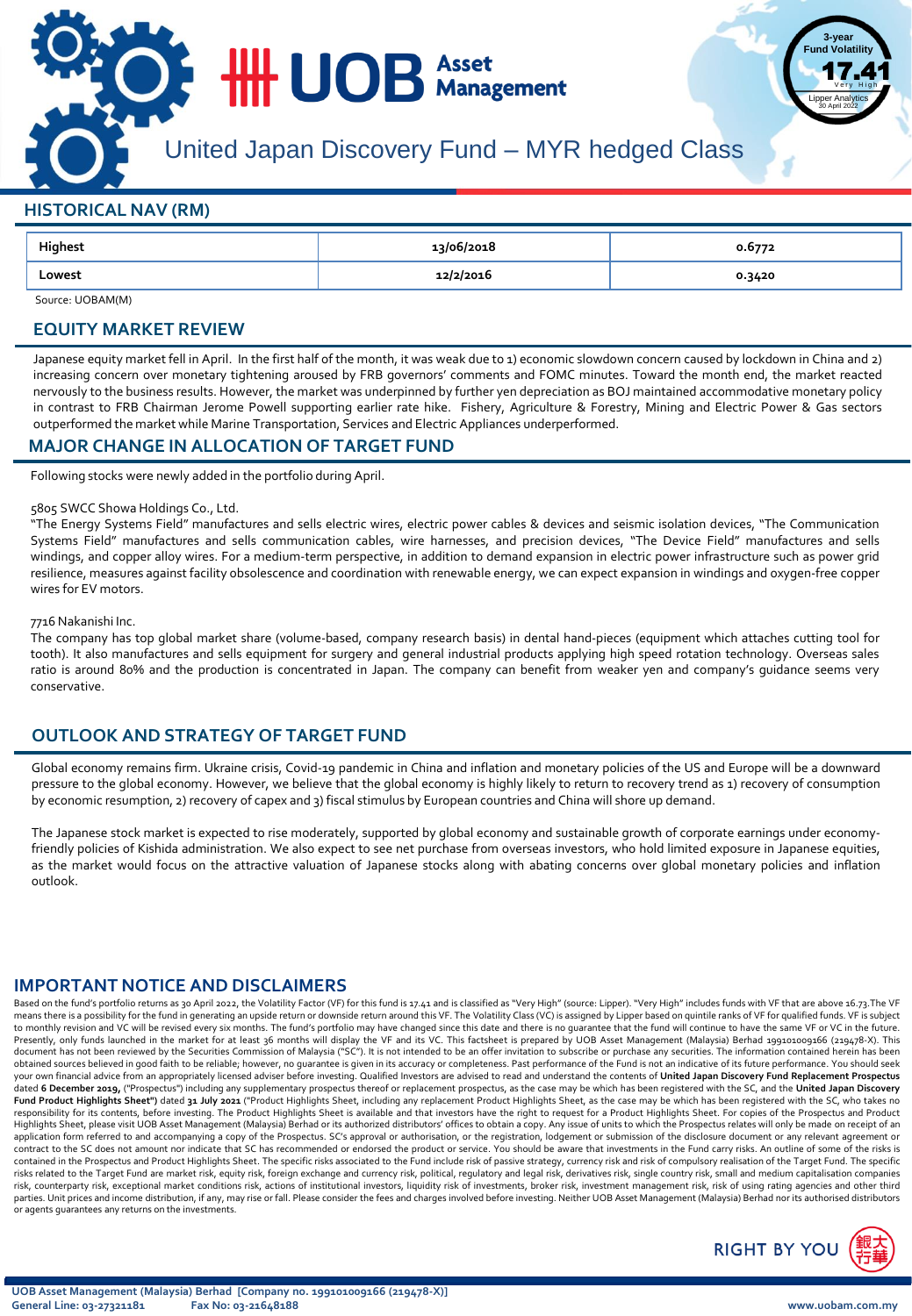United Japan Discovery Fund – MYR hedged Class

3-year Fund Volatility
17.41
Very High
Lipper Analytics
30 April 2022

## HISTORICAL NAV (RM)

| | | |
|---|---|---|
| Highest | 13/06/2018 | 0.6772 |
| Lowest | 12/2/2016 | 0.3420 |

Source: UOBAM(M)

## EQUITY MARKET REVIEW

Japanese equity market fell in April. In the first half of the month, it was weak due to 1) economic slowdown concern caused by lockdown in China and 2) increasing concern over monetary tightening aroused by FRB governors' comments and FOMC minutes. Toward the month end, the market reacted nervously to the business results. However, the market was underpinned by further yen depreciation as BOJ maintained accommodative monetary policy in contrast to FRB Chairman Jerome Powell supporting earlier rate hike. Fishery, Agriculture & Forestry, Mining and Electric Power & Gas sectors outperformed the market while Marine Transportation, Services and Electric Appliances underperformed.

## MAJOR CHANGE IN ALLOCATION OF TARGET FUND

Following stocks were newly added in the portfolio during April.

5805 SWCC Showa Holdings Co., Ltd.
"The Energy Systems Field" manufactures and sells electric wires, electric power cables & devices and seismic isolation devices, "The Communication Systems Field" manufactures and sells communication cables, wire harnesses, and precision devices, "The Device Field" manufactures and sells windings, and copper alloy wires. For a medium-term perspective, in addition to demand expansion in electric power infrastructure such as power grid resilience, measures against facility obsolescence and coordination with renewable energy, we can expect expansion in windings and oxygen-free copper wires for EV motors.

7716 Nakanishi Inc.
The company has top global market share (volume-based, company research basis) in dental hand-pieces (equipment which attaches cutting tool for tooth). It also manufactures and sells equipment for surgery and general industrial products applying high speed rotation technology. Overseas sales ratio is around 80% and the production is concentrated in Japan. The company can benefit from weaker yen and company's guidance seems very conservative.

## OUTLOOK AND STRATEGY OF TARGET FUND

Global economy remains firm. Ukraine crisis, Covid-19 pandemic in China and inflation and monetary policies of the US and Europe will be a downward pressure to the global economy. However, we believe that the global economy is highly likely to return to recovery trend as 1) recovery of consumption by economic resumption, 2) recovery of capex and 3) fiscal stimulus by European countries and China will shore up demand.

The Japanese stock market is expected to rise moderately, supported by global economy and sustainable growth of corporate earnings under economy-friendly policies of Kishida administration. We also expect to see net purchase from overseas investors, who hold limited exposure in Japanese equities, as the market would focus on the attractive valuation of Japanese stocks along with abating concerns over global monetary policies and inflation outlook.

## IMPORTANT NOTICE AND DISCLAIMERS

Based on the fund's portfolio returns as 30 April 2022, the Volatility Factor (VF) for this fund is 17.41 and is classified as "Very High" (source: Lipper). "Very High" includes funds with VF that are above 16.73.The VF means there is a possibility for the fund in generating an upside return or downside return around this VF. The Volatility Class (VC) is assigned by Lipper based on quintile ranks of VF for qualified funds. VF is subject to monthly revision and VC will be revised every six months. The fund's portfolio may have changed since this date and there is no guarantee that the fund will continue to have the same VF or VC in the future. Presently, only funds launched in the market for at least 36 months will display the VF and its VC. This factsheet is prepared by UOB Asset Management (Malaysia) Berhad 199101009166 (219478-X). This document has not been reviewed by the Securities Commission of Malaysia ("SC"). It is not intended to be an offer invitation to subscribe or purchase any securities. The information contained herein has been obtained sources believed in good faith to be reliable; however, no guarantee is given in its accuracy or completeness. Past performance of the Fund is not an indicative of its future performance. You should seek your own financial advice from an appropriately licensed adviser before investing. Qualified Investors are advised to read and understand the contents of **United Japan Discovery Fund Replacement Prospectus** dated **6 December 2019,** ("Prospectus") including any supplementary prospectus thereof or replacement prospectus, as the case may be which has been registered with the SC, and the **United Japan Discovery Fund Product Highlights Sheet")** dated **31 July 2021** ("Product Highlights Sheet, including any replacement Product Highlights Sheet, as the case may be which has been registered with the SC, who takes no responsibility for its contents, before investing. The Product Highlights Sheet is available and that investors have the right to request for a Product Highlights Sheet. For copies of the Prospectus and Product Highlights Sheet, please visit UOB Asset Management (Malaysia) Berhad or its authorized distributors' offices to obtain a copy. Any issue of units to which the Prospectus relates will only be made on receipt of an application form referred to and accompanying a copy of the Prospectus. SC's approval or authorisation, or the registration, lodgement or submission of the disclosure document or any relevant agreement or contract to the SC does not amount nor indicate that SC has recommended or endorsed the product or service. You should be aware that investments in the Fund carry risks. An outline of some of the risks is contained in the Prospectus and Product Highlights Sheet. The specific risks associated to the Fund include risk of passive strategy, currency risk and risk of compulsory realisation of the Target Fund. The specific risks related to the Target Fund are market risk, equity risk, foreign exchange and currency risk, political, regulatory and legal risk, derivatives risk, single country risk, small and medium capitalisation companies risk, counterparty risk, exceptional market conditions risk, actions of institutional investors, liquidity risk of investments, broker risk, investment management risk, risk of using rating agencies and other third parties. Unit prices and income distribution, if any, may rise or fall. Please consider the fees and charges involved before investing. Neither UOB Asset Management (Malaysia) Berhad nor its authorised distributors or agents guarantees any returns on the investments.

RIGHT BY YOU

UOB Asset Management (Malaysia) Berhad [Company no. 199101009166 (219478-X)]
General Line: 03-27321181 Fax No: 03-21648188 www.uobam.com.my